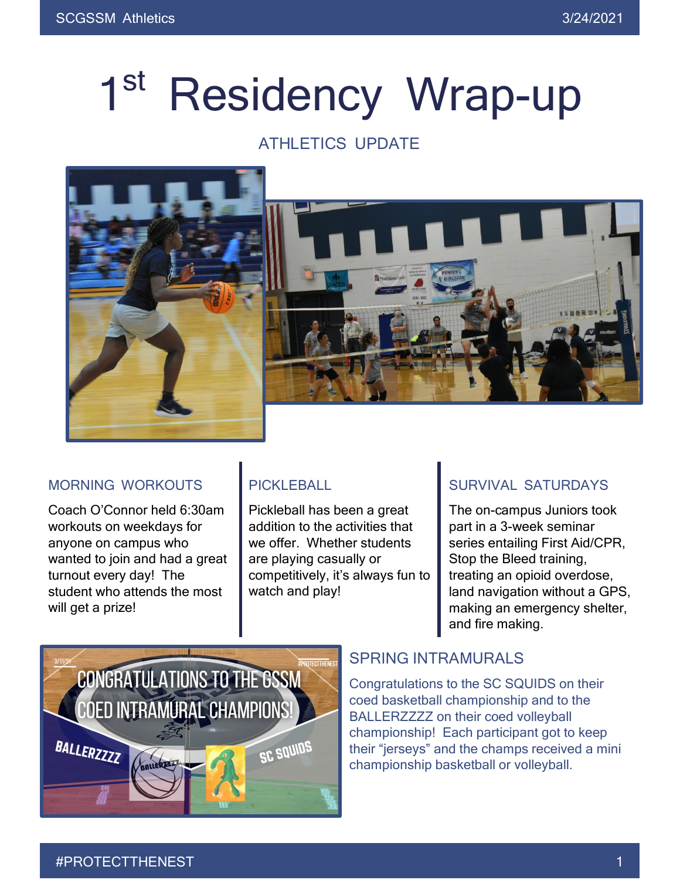# 1st Residency Wrap-up

ATHLETICS UPDATE

## MORNING WORKOUTS

Coach O'Connor held 6:30am workouts on weekdays for anyone on campus who wanted to join and had a great turnout every day! The student who attends the most will get a prize!

## PICKLEBALL

Pickleball has been a great addition to the activities that we offer. Whether students are playing casually or competitively, it's always fun to watch and play!

## SURVIVAL SATURDAYS

The on-campus Juniors took part in a 3-week seminar series entailing First Aid/CPR, Stop the Bleed training, treating an opioid overdose, land navigation without a GPS, making an emergency shelter, and fire making.

## SPRING INTRAMURALS

Congratulations to the SC SQUIDS on their coed basketball championship and to the BALLERZZZZ on their coed volleyball championship! Each participant got to keep their "jerseys" and the champs received a mini championship basketball or volleyball.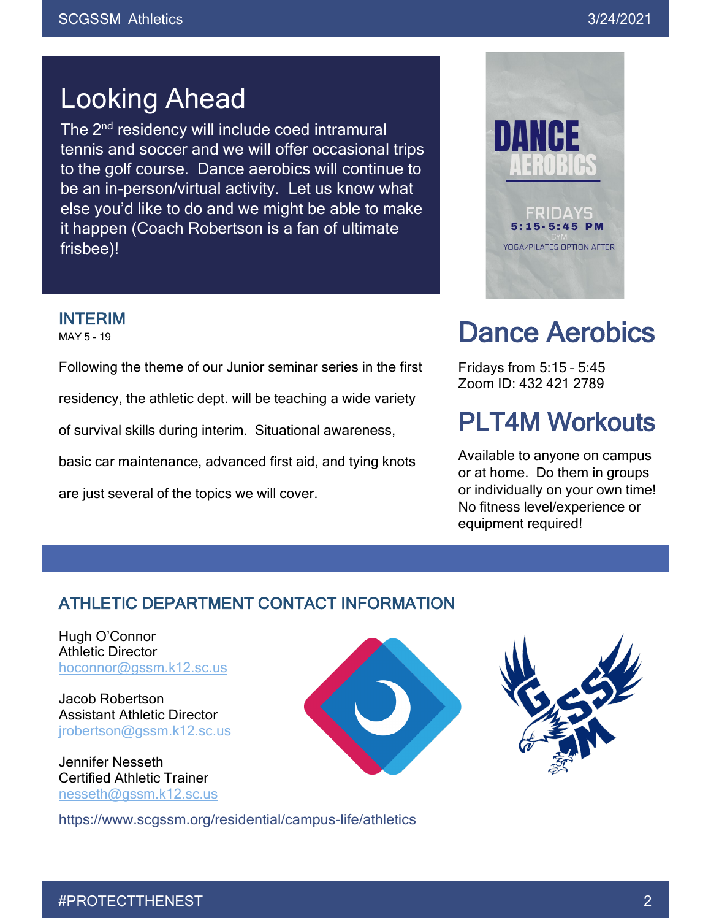## Looking Ahead

The 2nd residency will include coed intramural tennis and soccer and we will offer occasional trips to the golf course. Dance aerobics will continue to be an in-person/virtual activity. Let us know what else you'd like to do and we might be able to make it happen (Coach Robertson is a fan of ultimate frisbee)!

DANCE AEROBICS

FRIDAYS
5:15-5:45 PM
GYM
YOGA/PILATES OPTION AFTER

### INTERIM

MAY 5 - 19

Following the theme of our Junior seminar series in the first residency, the athletic dept. will be teaching a wide variety of survival skills during interim. Situational awareness, basic car maintenance, advanced first aid, and tying knots are just several of the topics we will cover.

## Dance Aerobics

Fridays from 5:15 – 5:45
Zoom ID: 432 421 2789

## PLT4M Workouts

Available to anyone on campus or at home. Do them in groups or individually on your own time! No fitness level/experience or equipment required!

### ATHLETIC DEPARTMENT CONTACT INFORMATION

Hugh O'Connor
Athletic Director
hoconnor@gssm.k12.sc.us

Jacob Robertson
Assistant Athletic Director
jrobertson@gssm.k12.sc.us

Jennifer Nesseth
Certified Athletic Trainer
nesseth@gssm.k12.sc.us

https://www.scgssm.org/residential/campus-life/athletics